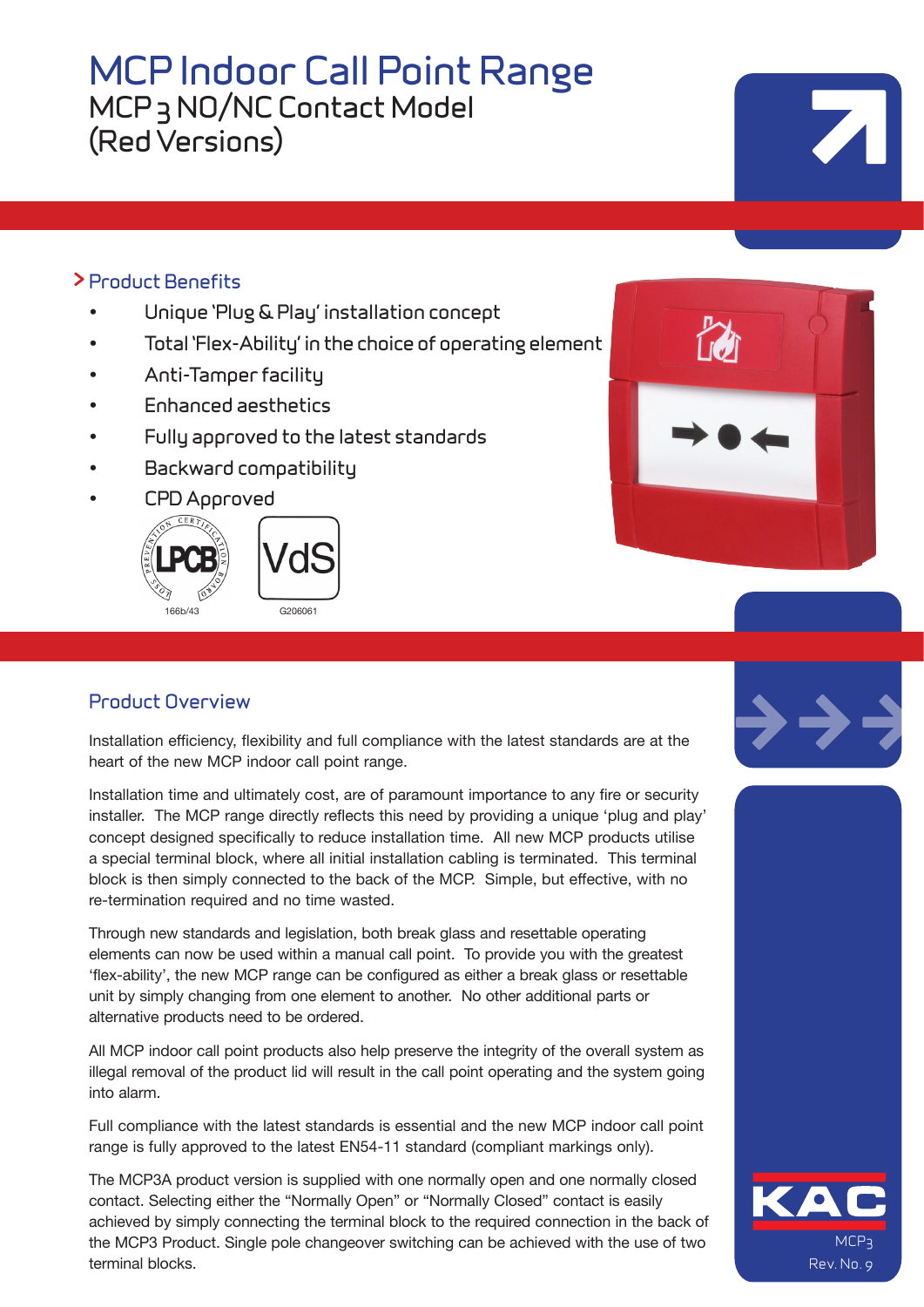# MCP Indoor Call Point Range

## MCP3 NO/NC Contact Model (Red Versions)

### > Product Benefits

- Unique 'Plug & Play' installation concept
- Total 'Flex-Ability' in the choice of operating element
- Anti-Tamper facility
- Enhanced aesthetics
- Fully approved to the latest standards
- Backward compatibility
- CPD Approved

166b/43 G206061

### Product Overview

Installation efficiency, flexibility and full compliance with the latest standards are at the heart of the new MCP indoor call point range.

Installation time and ultimately cost, are of paramount importance to any fire or security installer. The MCP range directly reflects this need by providing a unique 'plug and play' concept designed specifically to reduce installation time. All new MCP products utilise a special terminal block, where all initial installation cabling is terminated. This terminal block is then simply connected to the back of the MCP. Simple, but effective, with no re-termination required and no time wasted.

Through new standards and legislation, both break glass and resettable operating elements can now be used within a manual call point. To provide you with the greatest 'flex-ability', the new MCP range can be configured as either a break glass or resettable unit by simply changing from one element to another. No other additional parts or alternative products need to be ordered.

All MCP indoor call point products also help preserve the integrity of the overall system as illegal removal of the product lid will result in the call point operating and the system going into alarm.

Full compliance with the latest standards is essential and the new MCP indoor call point range is fully approved to the latest EN54-11 standard (compliant markings only).

The MCP3A product version is supplied with one normally open and one normally closed contact. Selecting either the "Normally Open" or "Normally Closed" contact is easily achieved by simply connecting the terminal block to the required connection in the back of the MCP3 Product. Single pole changeover switching can be achieved with the use of two terminal blocks.

KAC
MCP3
Rev. No. 9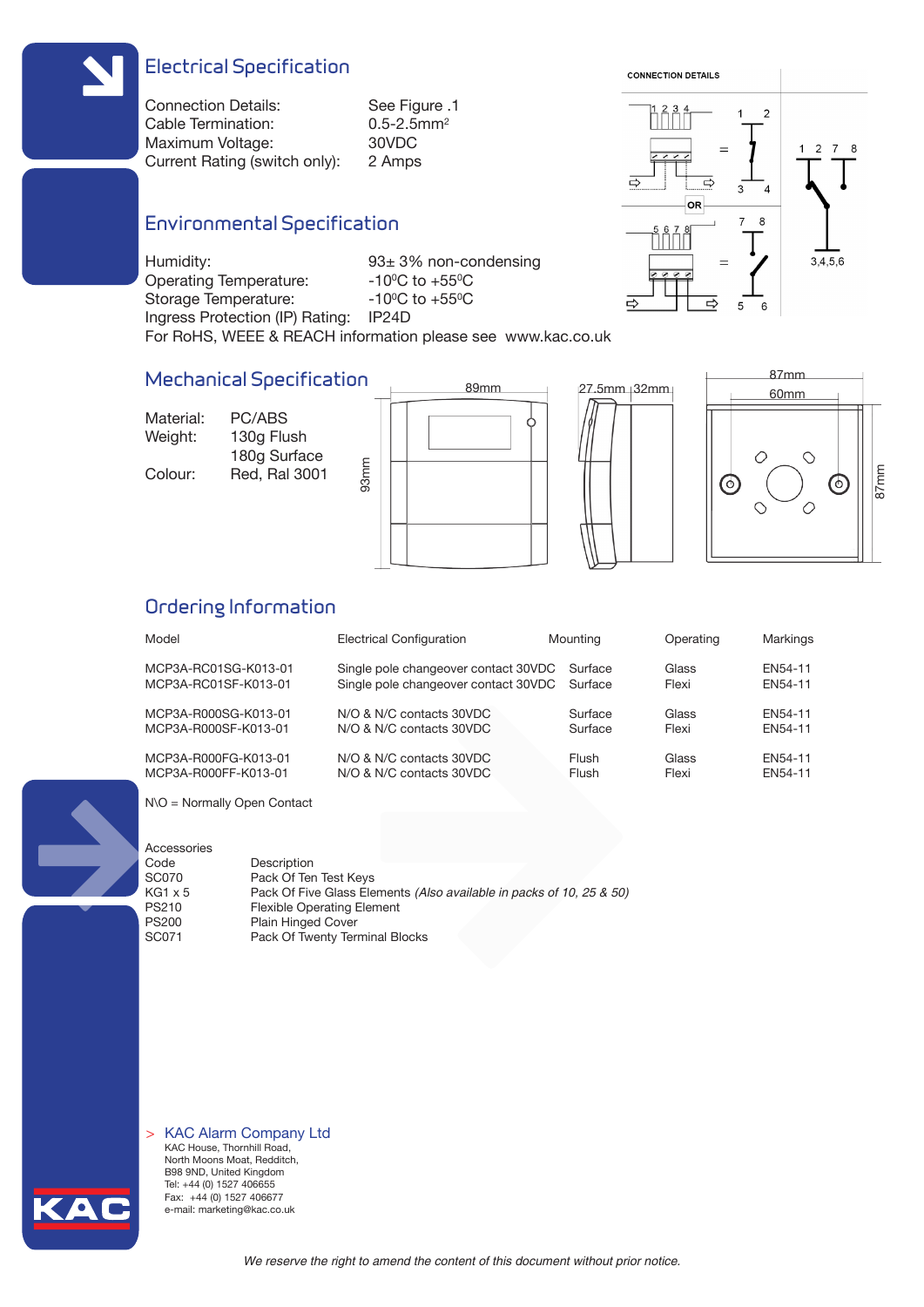## Electrical Specification

| | |
|---|---|
| Connection Details: | See Figure .1 |
| Cable Termination: | 0.5-2.5mm² |
| Maximum Voltage: | 30VDC |
| Current Rating (switch only): | 2 Amps |

CONNECTION DETAILS

1 2 3 4

1 2

=

3 4

OR

5 6 7 8

7 8

=

5 6

1 2 7 8

3,4,5,6

## Environmental Specification

| | |
|---|---|
| Humidity: | 93± 3% non-condensing |
| Operating Temperature: | -10°C to +55°C |
| Storage Temperature: | -10°C to +55°C |
| Ingress Protection (IP) Rating: | IP24D |

For RoHS, WEEE & REACH information please see www.kac.co.uk

## Mechanical Specification

| | |
|---|---|
| Material: | PC/ABS |
| Weight: | 130g Flush |
| | 180g Surface |
| Colour: | Red, Ral 3001 |

89mm

93mm

27.5mm

32mm

87mm

60mm

87mm

## Ordering Information

| Model | Electrical Configuration | Mounting | Operating | Markings |
|---|---|---|---|---|
| MCP3A-RC01SG-K013-01 | Single pole changeover contact 30VDC | Surface | Glass | EN54-11 |
| MCP3A-RC01SF-K013-01 | Single pole changeover contact 30VDC | Surface | Flexi | EN54-11 |
| MCP3A-R000SG-K013-01 | N/O & N/C contacts 30VDC | Surface | Glass | EN54-11 |
| MCP3A-R000SF-K013-01 | N/O & N/C contacts 30VDC | Surface | Flexi | EN54-11 |
| MCP3A-R000FG-K013-01 | N/O & N/C contacts 30VDC | Flush | Glass | EN54-11 |
| MCP3A-R000FF-K013-01 | N/O & N/C contacts 30VDC | Flush | Flexi | EN54-11 |

N\O = Normally Open Contact

Accessories

| Code | Description |
|---|---|
| SC070 | Pack Of Ten Test Keys |
| KG1 x 5 | Pack Of Five Glass Elements *(Also available in packs of 10, 25 & 50)* |
| PS210 | Flexible Operating Element |
| PS200 | Plain Hinged Cover |
| SC071 | Pack Of Twenty Terminal Blocks |

> KAC Alarm Company Ltd

KAC House, Thornhill Road,
North Moons Moat, Redditch,
B98 9ND, United Kingdom
Tel: +44 (0) 1527 406655
Fax: +44 (0) 1527 406677
e-mail: marketing@kac.co.uk

KAC

*We reserve the right to amend the content of this document without prior notice.*